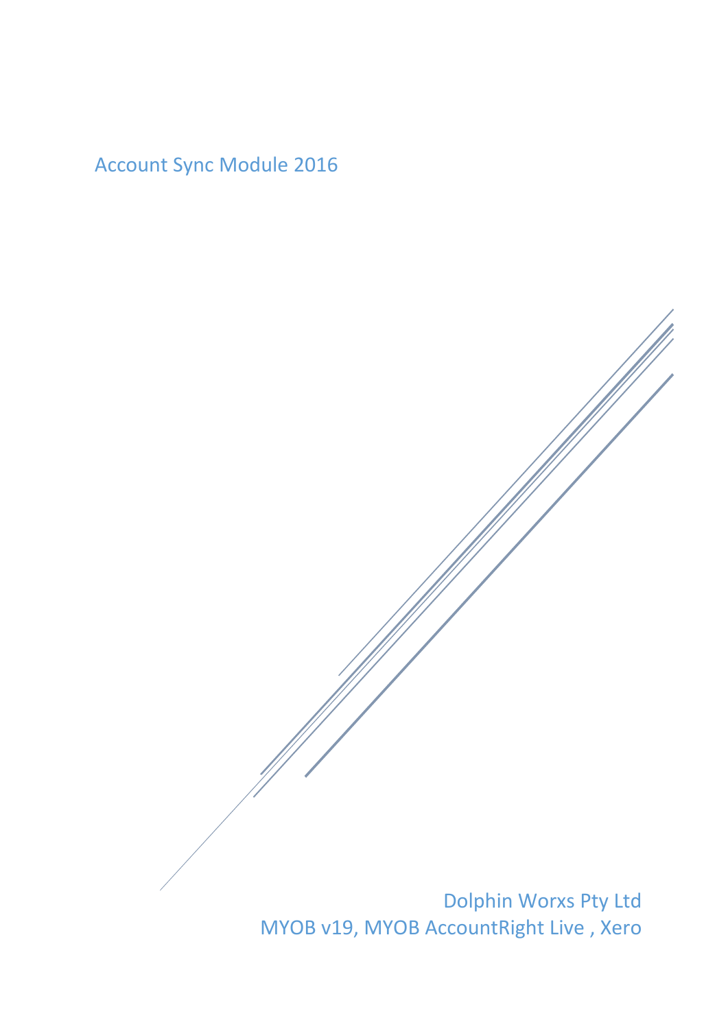# Account Sync Module 2016

Dolphin Worxs Pty Ltd

MYOB v19, MYOB AccountRight Live , Xero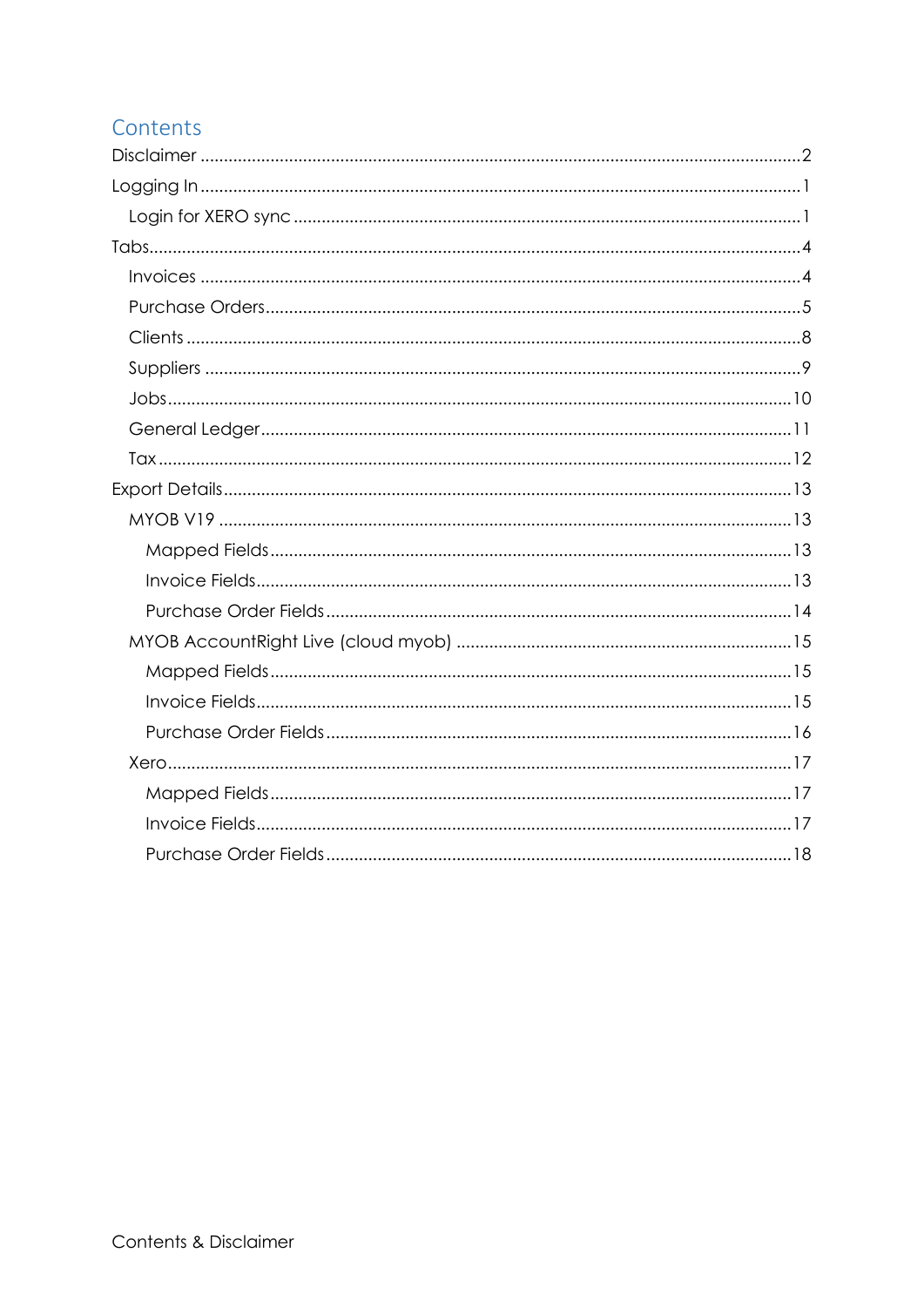# Contents

- Disclaimer ....................................................................................................... 2
- Logging In ........................................................................................................ 1
  - Login for XERO sync .................................................................................... 1
- Tabs ................................................................................................................. 4
  - Invoices ........................................................................................................ 4
  - Purchase Orders ........................................................................................... 5
  - Clients .......................................................................................................... 8
  - Suppliers ...................................................................................................... 9
  - Jobs ............................................................................................................ 10
  - General Ledger ........................................................................................... 11
  - Tax .............................................................................................................. 12
- Export Details ................................................................................................. 13
  - MYOB V19 .................................................................................................. 13
    - Mapped Fields ......................................................................................... 13
    - Invoice Fields .......................................................................................... 13
    - Purchase Order Fields .............................................................................. 14
  - MYOB AccountRight Live (cloud myob) ...................................................... 15
    - Mapped Fields ......................................................................................... 15
    - Invoice Fields .......................................................................................... 15
    - Purchase Order Fields .............................................................................. 16
  - Xero ............................................................................................................ 17
    - Mapped Fields ......................................................................................... 17
    - Invoice Fields .......................................................................................... 17
    - Purchase Order Fields .............................................................................. 18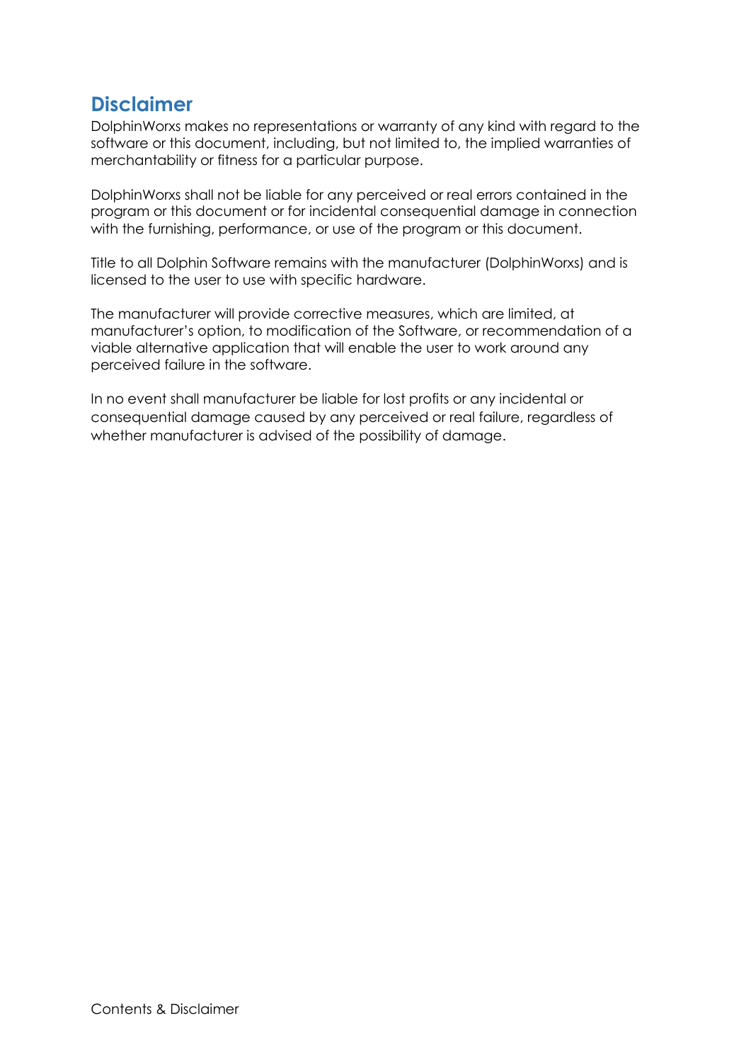## Disclaimer

DolphinWorxs makes no representations or warranty of any kind with regard to the software or this document, including, but not limited to, the implied warranties of merchantability or fitness for a particular purpose.

DolphinWorxs shall not be liable for any perceived or real errors contained in the program or this document or for incidental consequential damage in connection with the furnishing, performance, or use of the program or this document.

Title to all Dolphin Software remains with the manufacturer (DolphinWorxs) and is licensed to the user to use with specific hardware.

The manufacturer will provide corrective measures, which are limited, at manufacturer's option, to modification of the Software, or recommendation of a viable alternative application that will enable the user to work around any perceived failure in the software.

In no event shall manufacturer be liable for lost profits or any incidental or consequential damage caused by any perceived or real failure, regardless of whether manufacturer is advised of the possibility of damage.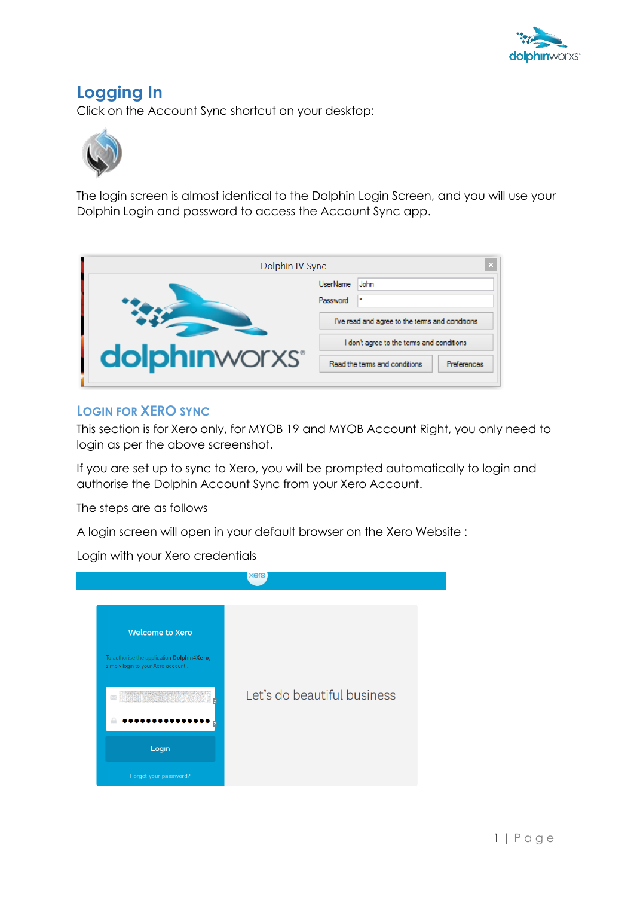# Logging In

Click on the Account Sync shortcut on your desktop:

The login screen is almost identical to the Dolphin Login Screen, and you will use your Dolphin Login and password to access the Account Sync app.

## Login for Xero Sync

This section is for Xero only, for MYOB 19 and MYOB Account Right, you only need to login as per the above screenshot.

If you are set up to sync to Xero, you will be prompted automatically to login and authorise the Dolphin Account Sync from your Xero Account.

The steps are as follows

A login screen will open in your default browser on the Xero Website :

Login with your Xero credentials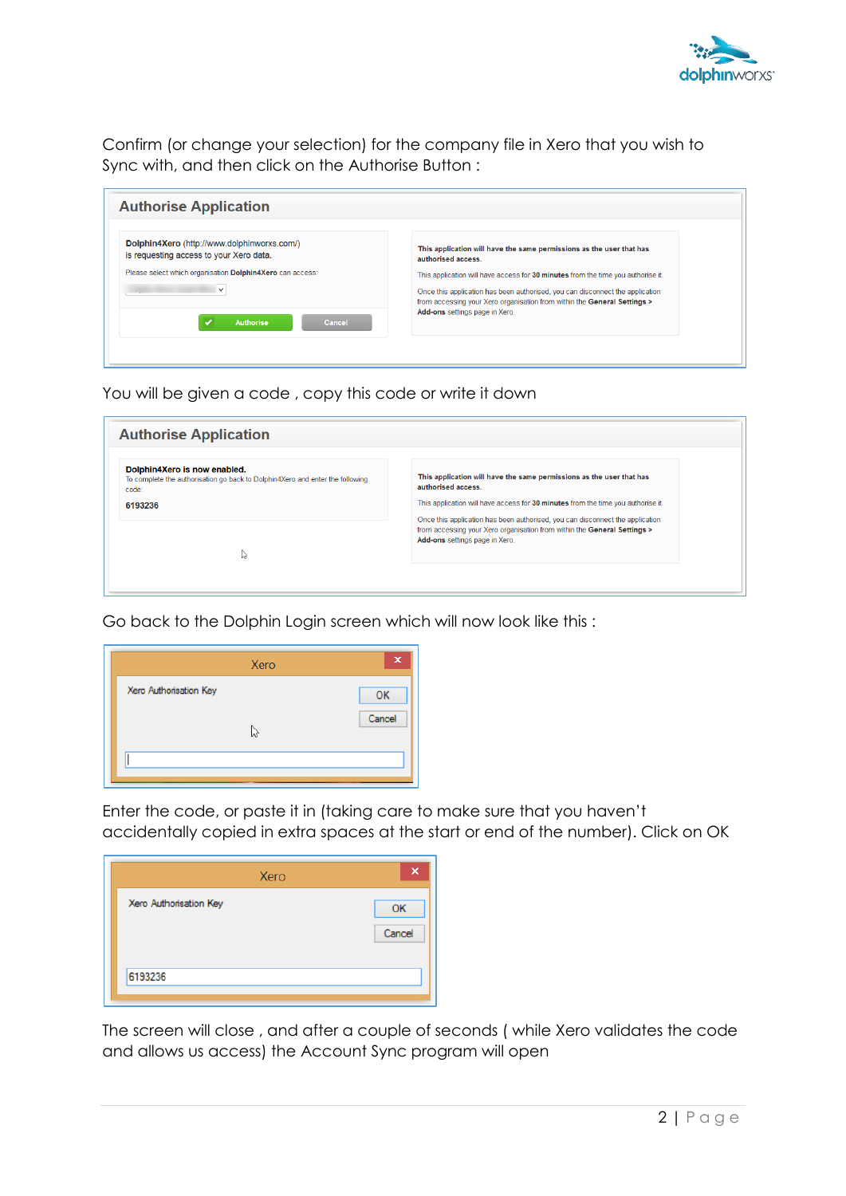Confirm (or change your selection) for the company file in Xero that you wish to Sync with, and then click on the Authorise Button :

You will be given a code , copy this code or write it down

Go back to the Dolphin Login screen which will now look like this :

Enter the code, or paste it in (taking care to make sure that you haven't accidentally copied in extra spaces at the start or end of the number). Click on OK

The screen will close , and after a couple of seconds ( while Xero validates the code and allows us access) the Account Sync program will open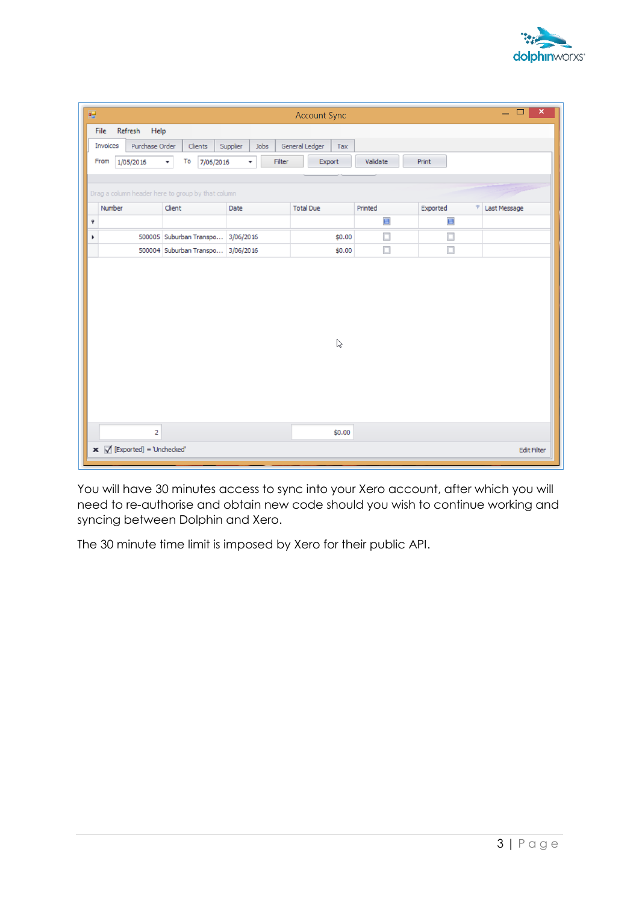You will have 30 minutes access to sync into your Xero account, after which you will need to re-authorise and obtain new code should you wish to continue working and syncing between Dolphin and Xero.

The 30 minute time limit is imposed by Xero for their public API.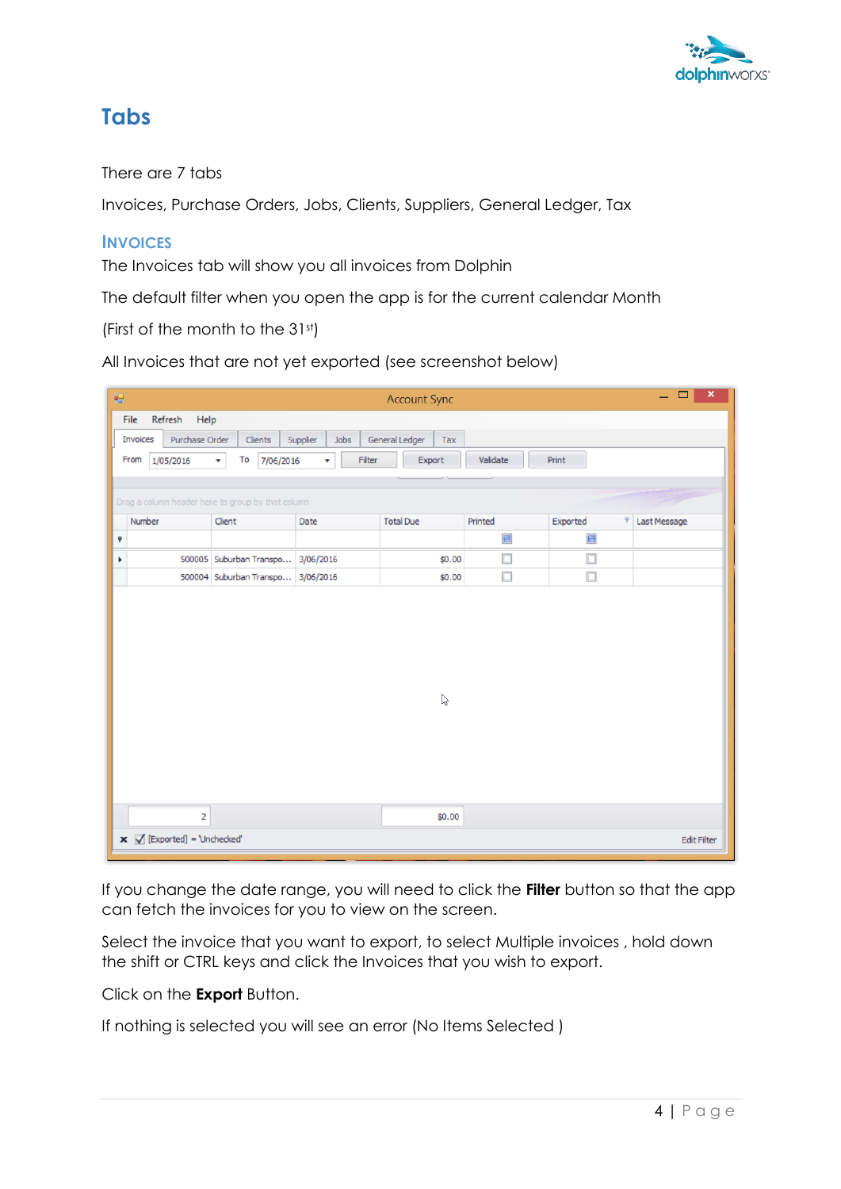## Tabs

There are 7 tabs

Invoices, Purchase Orders, Jobs, Clients, Suppliers, General Ledger, Tax

### Invoices

The Invoices tab will show you all invoices from Dolphin

The default filter when you open the app is for the current calendar Month

(First of the month to the 31st)

All Invoices that are not yet exported (see screenshot below)

If you change the date range, you will need to click the **Filter** button so that the app can fetch the invoices for you to view on the screen.

Select the invoice that you want to export, to select Multiple invoices , hold down the shift or CTRL keys and click the Invoices that you wish to export.

Click on the **Export** Button.

If nothing is selected you will see an error (No Items Selected )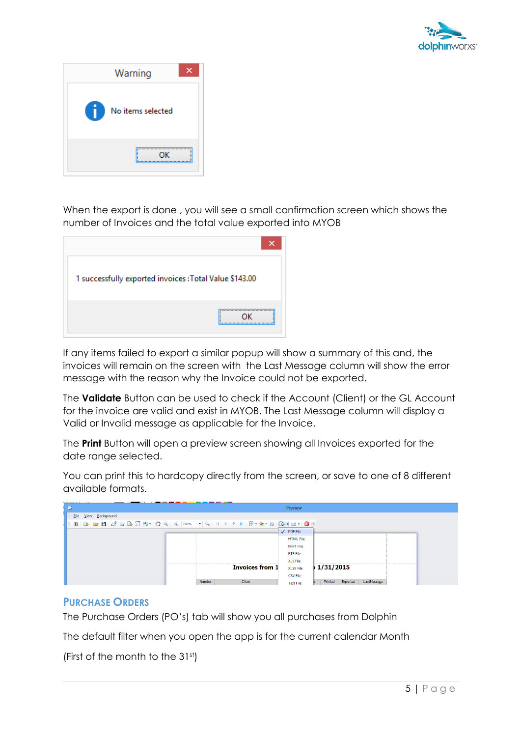When the export is done , you will see a small confirmation screen which shows the number of Invoices and the total value exported into MYOB

If any items failed to export a similar popup will show a summary of this and, the invoices will remain on the screen with the Last Message column will show the error message with the reason why the Invoice could not be exported.

The **Validate** Button can be used to check if the Account (Client) or the GL Account for the invoice are valid and exist in MYOB. The Last Message column will display a Valid or Invalid message as applicable for the Invoice.

The **Print** Button will open a preview screen showing all Invoices exported for the date range selected.

You can print this to hardcopy directly from the screen, or save to one of 8 different available formats.

## Purchase Orders

The Purchase Orders (PO's) tab will show you all purchases from Dolphin

The default filter when you open the app is for the current calendar Month

(First of the month to the 31st)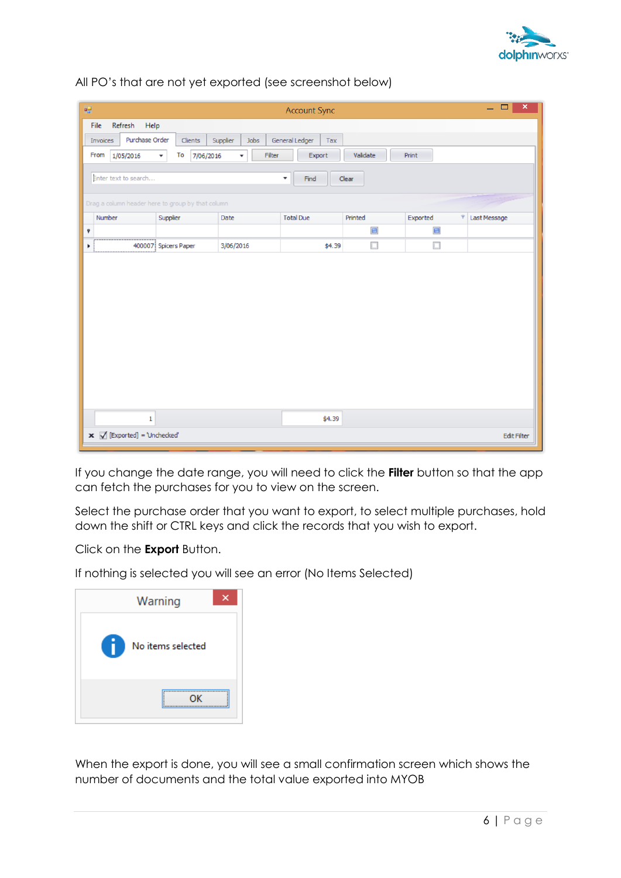All PO's that are not yet exported (see screenshot below)

If you change the date range, you will need to click the **Filter** button so that the app can fetch the purchases for you to view on the screen.

Select the purchase order that you want to export, to select multiple purchases, hold down the shift or CTRL keys and click the records that you wish to export.

Click on the **Export** Button.

If nothing is selected you will see an error (No Items Selected)

When the export is done, you will see a small confirmation screen which shows the number of documents and the total value exported into MYOB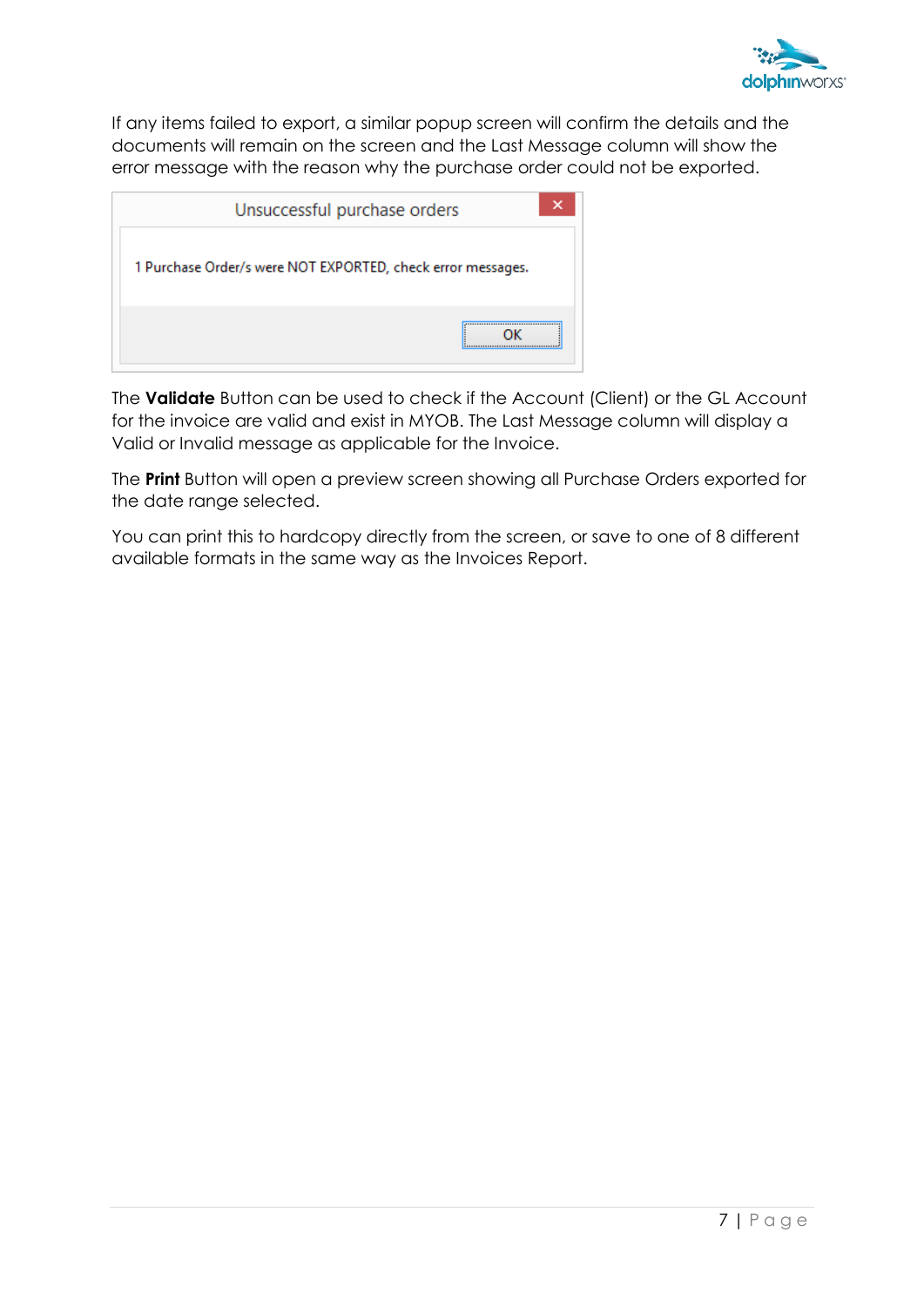If any items failed to export, a similar popup screen will confirm the details and the documents will remain on the screen and the Last Message column will show the error message with the reason why the purchase order could not be exported.

The **Validate** Button can be used to check if the Account (Client) or the GL Account for the invoice are valid and exist in MYOB. The Last Message column will display a Valid or Invalid message as applicable for the Invoice.

The **Print** Button will open a preview screen showing all Purchase Orders exported for the date range selected.

You can print this to hardcopy directly from the screen, or save to one of 8 different available formats in the same way as the Invoices Report.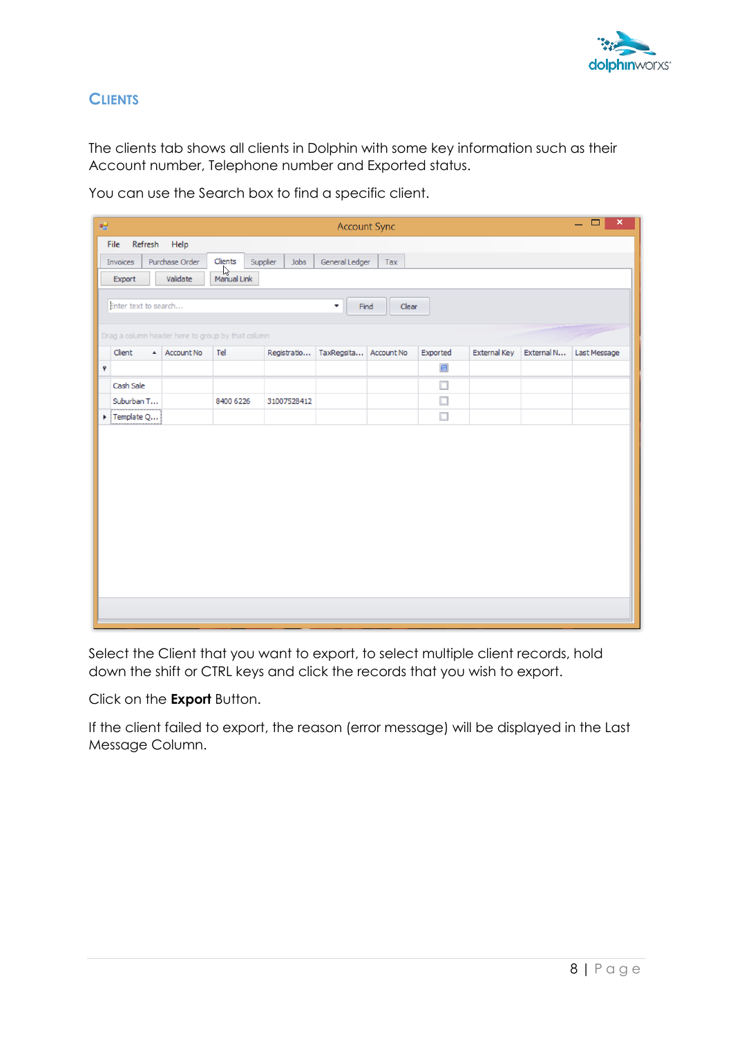## CLIENTS

The clients tab shows all clients in Dolphin with some key information such as their Account number, Telephone number and Exported status.

You can use the Search box to find a specific client.

Select the Client that you want to export, to select multiple client records, hold down the shift or CTRL keys and click the records that you wish to export.

Click on the **Export** Button.

If the client failed to export, the reason (error message) will be displayed in the Last Message Column.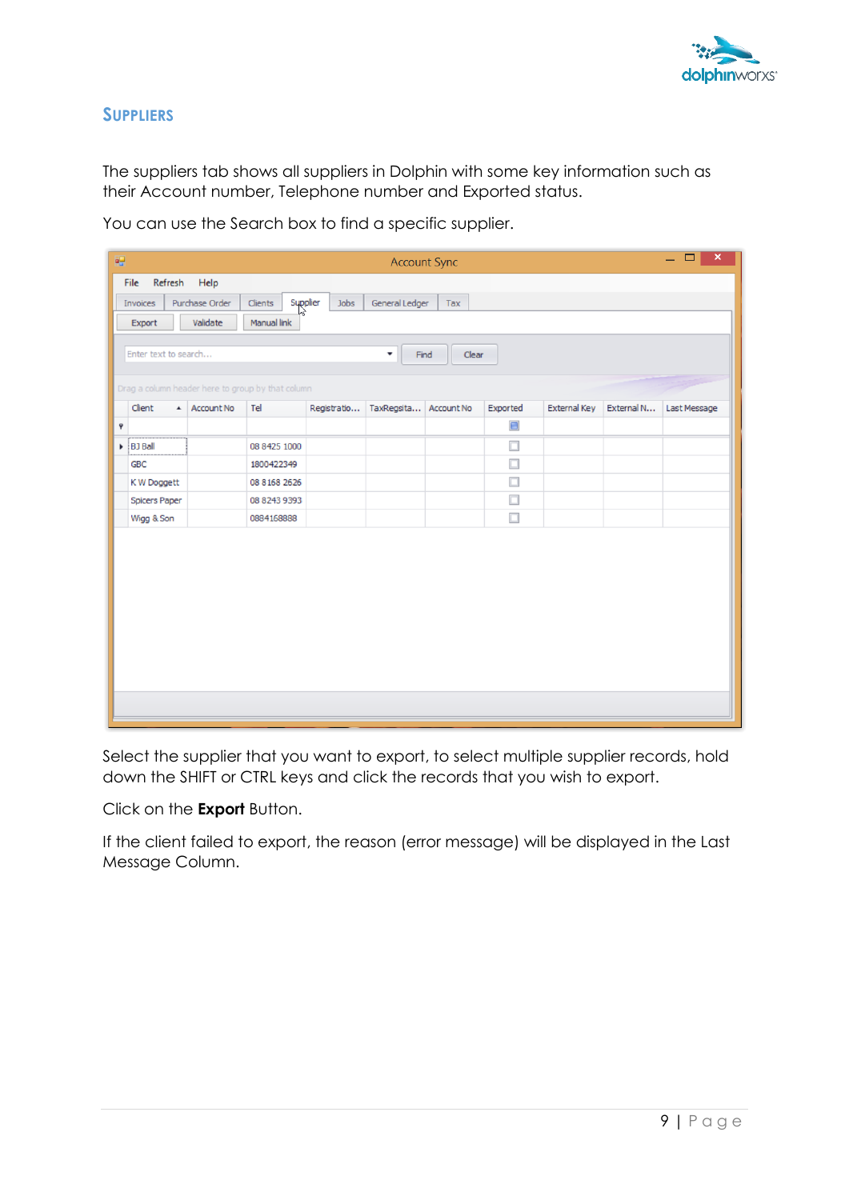## SUPPLIERS

The suppliers tab shows all suppliers in Dolphin with some key information such as their Account number, Telephone number and Exported status.

You can use the Search box to find a specific supplier.

Select the supplier that you want to export, to select multiple supplier records, hold down the SHIFT or CTRL keys and click the records that you wish to export.

Click on the **Export** Button.

If the client failed to export, the reason (error message) will be displayed in the Last Message Column.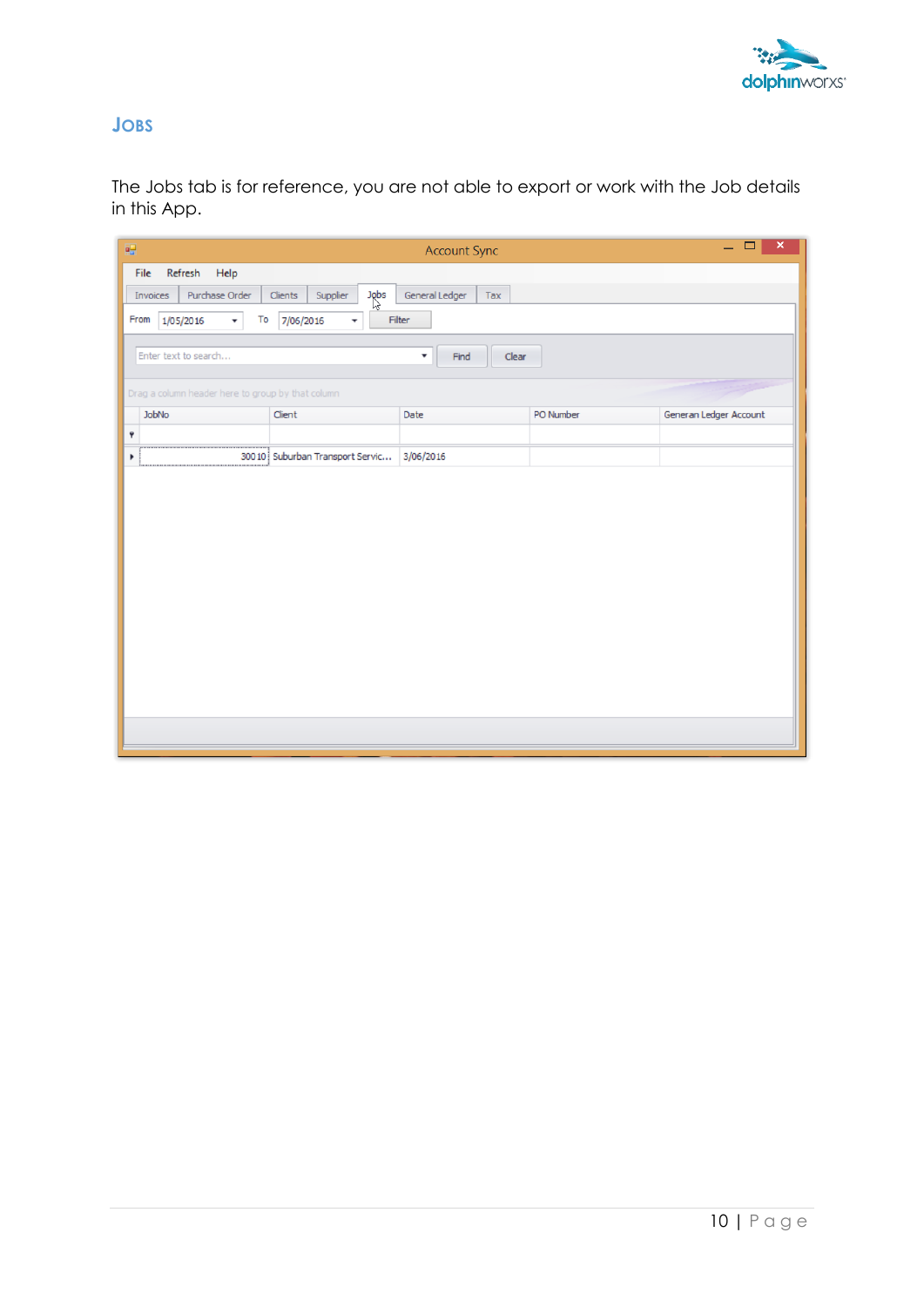## Jobs

The Jobs tab is for reference, you are not able to export or work with the Job details in this App.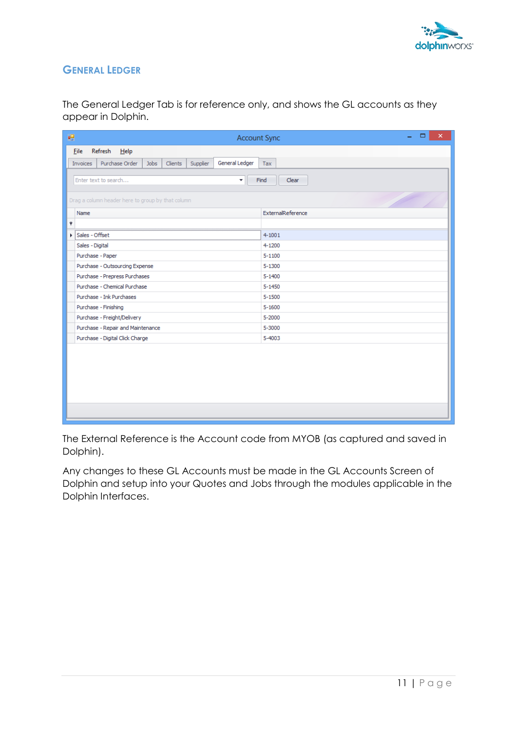## General Ledger

The General Ledger Tab is for reference only, and shows the GL accounts as they appear in Dolphin.

| Name | ExternalReference |
|---|---|
| Sales - Offset | 4-1001 |
| Sales - Digital | 4-1200 |
| Purchase - Paper | 5-1100 |
| Purchase - Outsourcing Expense | 5-1300 |
| Purchase - Prepress Purchases | 5-1400 |
| Purchase - Chemical Purchase | 5-1450 |
| Purchase - Ink Purchases | 5-1500 |
| Purchase - Finishing | 5-1600 |
| Purchase - Freight/Delivery | 5-2000 |
| Purchase - Repair and Maintenance | 5-3000 |
| Purchase - Digital Click Charge | 5-4003 |

The External Reference is the Account code from MYOB (as captured and saved in Dolphin).

Any changes to these GL Accounts must be made in the GL Accounts Screen of Dolphin and setup into your Quotes and Jobs through the modules applicable in the Dolphin Interfaces.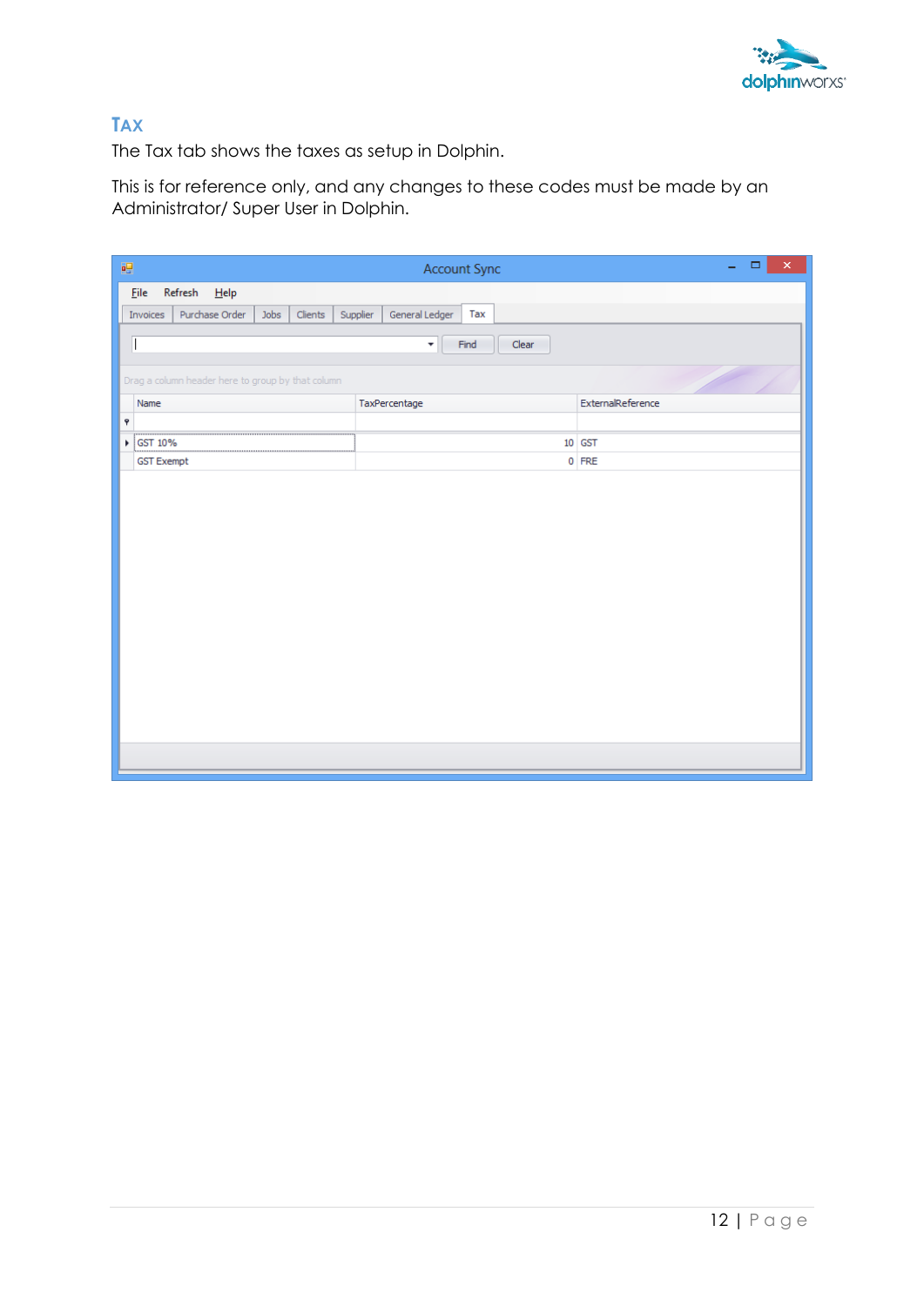## TAX

The Tax tab shows the taxes as setup in Dolphin.

This is for reference only, and any changes to these codes must be made by an Administrator/ Super User in Dolphin.

| Name | TaxPercentage | ExternalReference |
|---|---|---|
| GST 10% | 10 | GST |
| GST Exempt | 0 | FRE |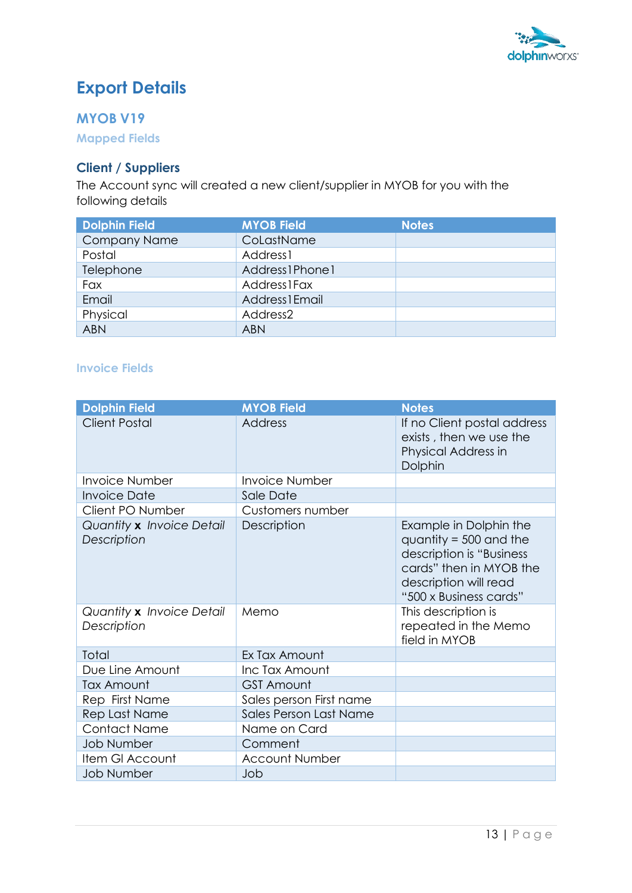# Export Details

## MYOB V19

### Mapped Fields

### Client / Suppliers

The Account sync will created a new client/supplier in MYOB for you with the following details

| Dolphin Field | MYOB Field | Notes |
|---|---|---|
| Company Name | CoLastName | |
| Postal | Address1 | |
| Telephone | Address1Phone1 | |
| Fax | Address1Fax | |
| Email | Address1Email | |
| Physical | Address2 | |
| ABN | ABN | |

### Invoice Fields

| Dolphin Field | MYOB Field | Notes |
|---|---|---|
| Client Postal | Address | If no Client postal address exists , then we use the Physical Address in Dolphin |
| Invoice Number | Invoice Number | |
| Invoice Date | Sale Date | |
| Client PO Number | Customers number | |
| *Quantity* **x** *Invoice Detail Description* | Description | Example in Dolphin the quantity = 500 and the description is "Business cards" then in MYOB the description will read "500 x Business cards" |
| *Quantity* **x** *Invoice Detail Description* | Memo | This description is repeated in the Memo field in MYOB |
| Total | Ex Tax Amount | |
| Due Line Amount | Inc Tax Amount | |
| Tax Amount | GST Amount | |
| Rep First Name | Sales person First name | |
| Rep Last Name | Sales Person Last Name | |
| Contact Name | Name on Card | |
| Job Number | Comment | |
| Item Gl Account | Account Number | |
| Job Number | Job | |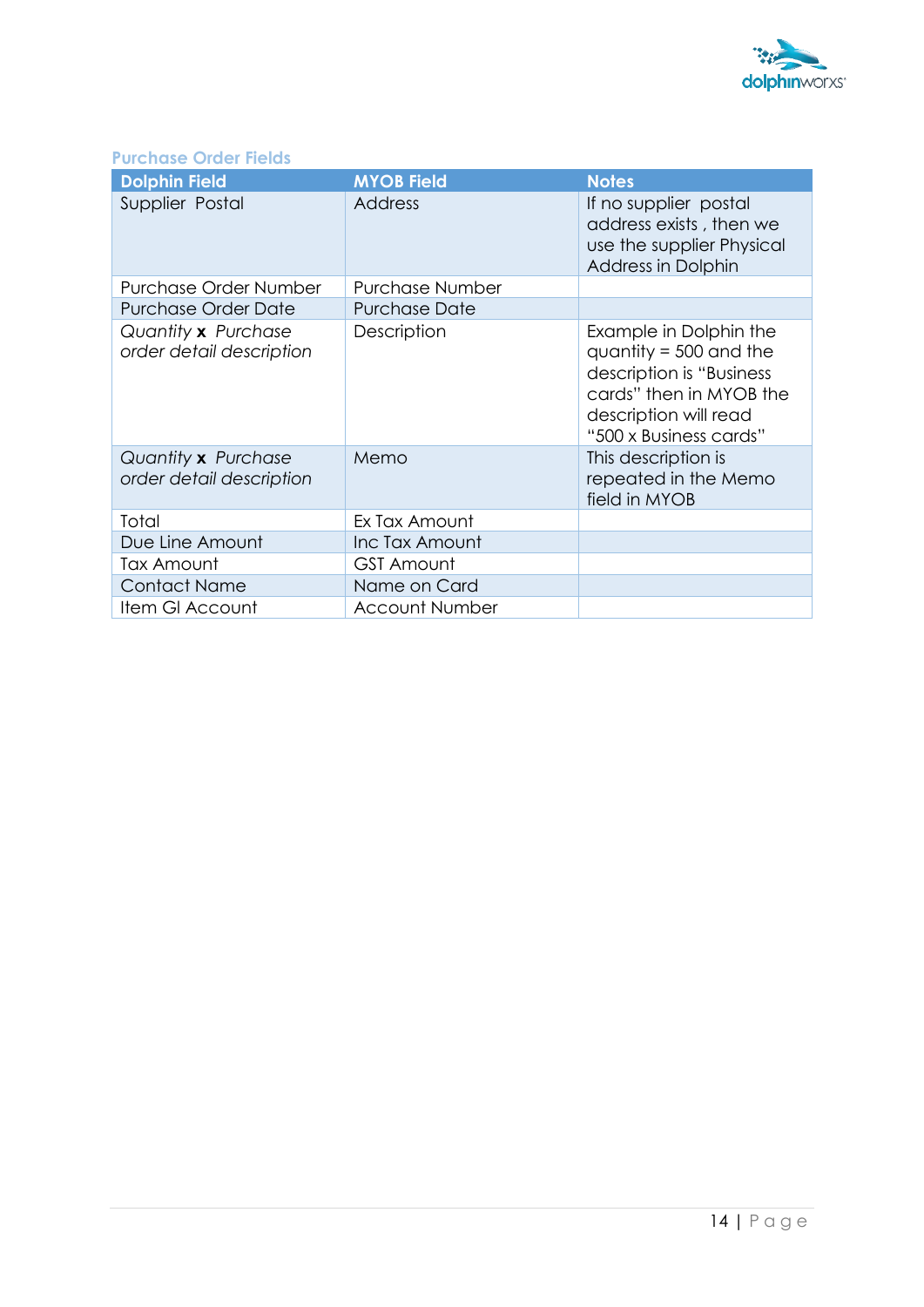### Purchase Order Fields

| Dolphin Field | MYOB Field | Notes |
|---|---|---|
| Supplier Postal | Address | If no supplier postal address exists , then we use the supplier Physical Address in Dolphin |
| Purchase Order Number | Purchase Number | |
| Purchase Order Date | Purchase Date | |
| *Quantity* **x** *Purchase order detail description* | Description | Example in Dolphin the quantity = 500 and the description is "Business cards" then in MYOB the description will read "500 x Business cards" |
| *Quantity* **x** *Purchase order detail description* | Memo | This description is repeated in the Memo field in MYOB |
| Total | Ex Tax Amount | |
| Due Line Amount | Inc Tax Amount | |
| Tax Amount | GST Amount | |
| Contact Name | Name on Card | |
| Item Gl Account | Account Number | |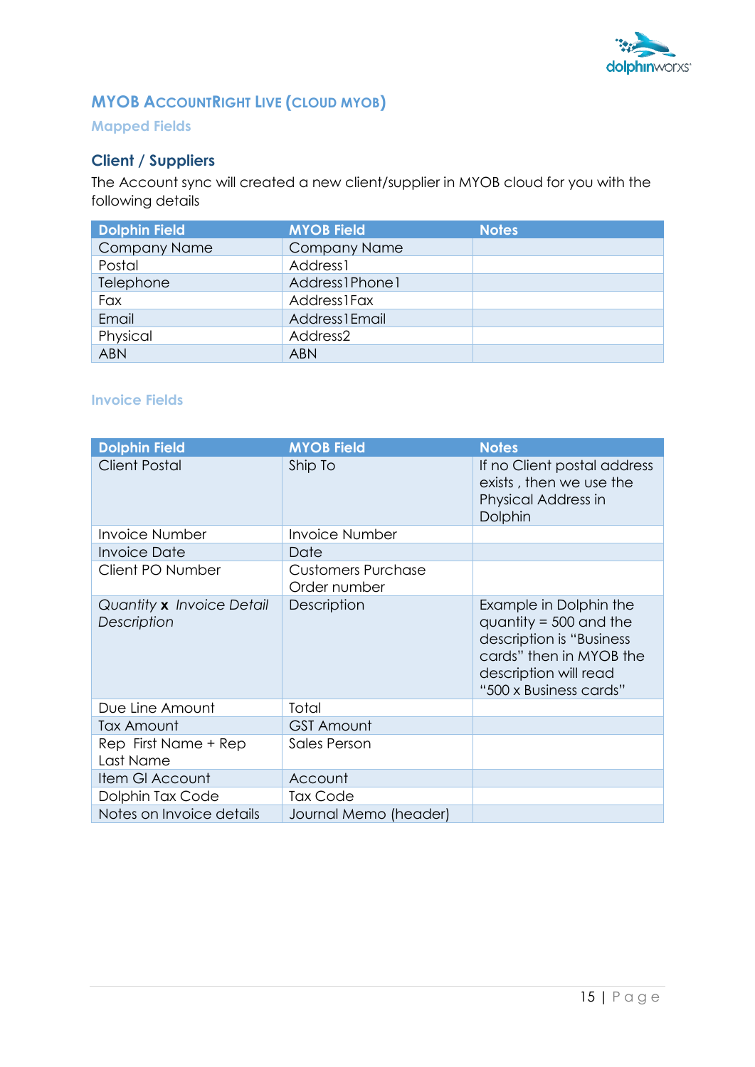## MYOB AccountRight Live (cloud MYOB)

### Mapped Fields

#### Client / Suppliers

The Account sync will created a new client/supplier in MYOB cloud for you with the following details

| Dolphin Field | MYOB Field | Notes |
|---|---|---|
| Company Name | Company Name | |
| Postal | Address1 | |
| Telephone | Address1Phone1 | |
| Fax | Address1Fax | |
| Email | Address1Email | |
| Physical | Address2 | |
| ABN | ABN | |

### Invoice Fields

| Dolphin Field | MYOB Field | Notes |
|---|---|---|
| Client Postal | Ship To | If no Client postal address exists , then we use the Physical Address in Dolphin |
| Invoice Number | Invoice Number | |
| Invoice Date | Date | |
| Client PO Number | Customers Purchase Order number | |
| *Quantity* **x** *Invoice Detail Description* | Description | Example in Dolphin the quantity = 500 and the description is "Business cards" then in MYOB the description will read "500 x Business cards" |
| Due Line Amount | Total | |
| Tax Amount | GST Amount | |
| Rep First Name + Rep Last Name | Sales Person | |
| Item Gl Account | Account | |
| Dolphin Tax Code | Tax Code | |
| Notes on Invoice details | Journal Memo (header) | |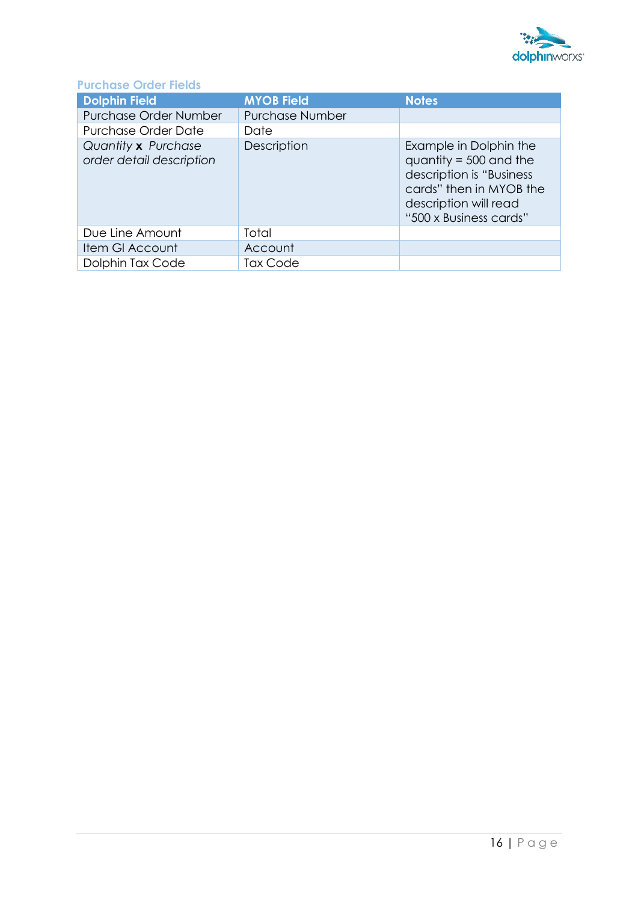### Purchase Order Fields

| Dolphin Field | MYOB Field | Notes |
|---|---|---|
| Purchase Order Number | Purchase Number | |
| Purchase Order Date | Date | |
| *Quantity* **x** *Purchase order detail description* | Description | Example in Dolphin the quantity = 500 and the description is "Business cards" then in MYOB the description will read "500 x Business cards" |
| Due Line Amount | Total | |
| Item Gl Account | Account | |
| Dolphin Tax Code | Tax Code | |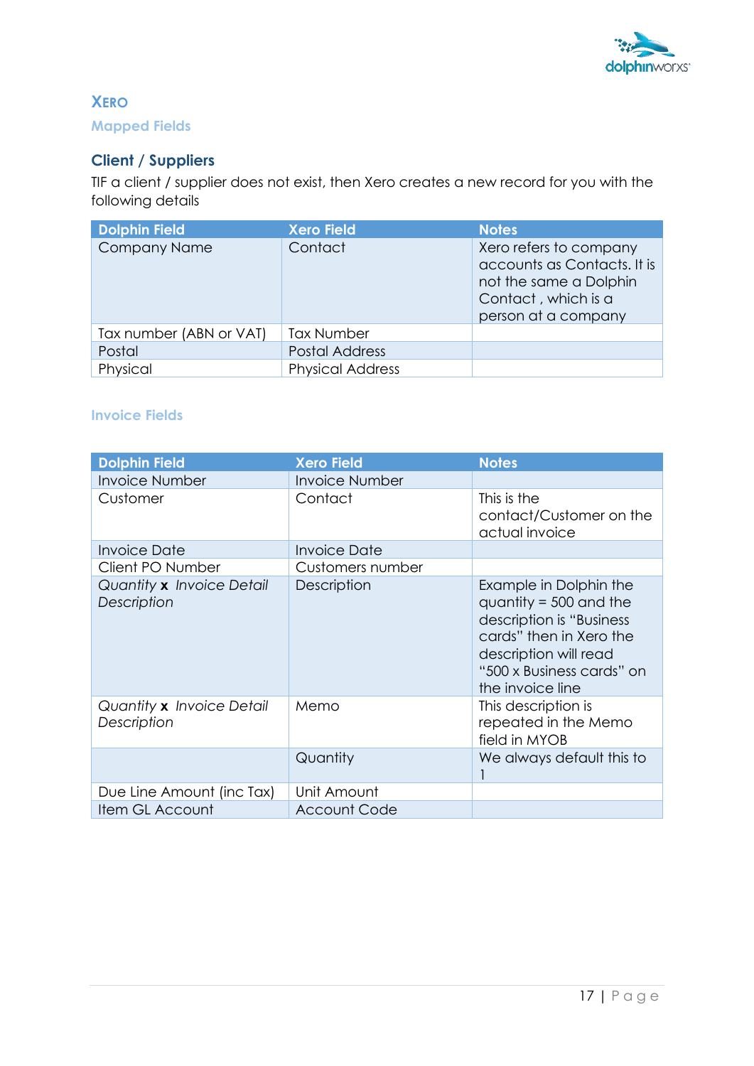## Xero

### Mapped Fields

### Client / Suppliers

TIF a client / supplier does not exist, then Xero creates a new record for you with the following details

| Dolphin Field | Xero Field | Notes |
|---|---|---|
| Company Name | Contact | Xero refers to company accounts as Contacts. It is not the same a Dolphin Contact , which is a person at a company |
| Tax number (ABN or VAT) | Tax Number | |
| Postal | Postal Address | |
| Physical | Physical Address | |

### Invoice Fields

| Dolphin Field | Xero Field | Notes |
|---|---|---|
| Invoice Number | Invoice Number | |
| Customer | Contact | This is the contact/Customer on the actual invoice |
| Invoice Date | Invoice Date | |
| Client PO Number | Customers number | |
| *Quantity* **x** *Invoice Detail Description* | Description | Example in Dolphin the quantity = 500 and the description is "Business cards" then in Xero the description will read "500 x Business cards" on the invoice line |
| *Quantity* **x** *Invoice Detail Description* | Memo | This description is repeated in the Memo field in MYOB |
| | Quantity | We always default this to 1 |
| Due Line Amount (inc Tax) | Unit Amount | |
| Item GL Account | Account Code | |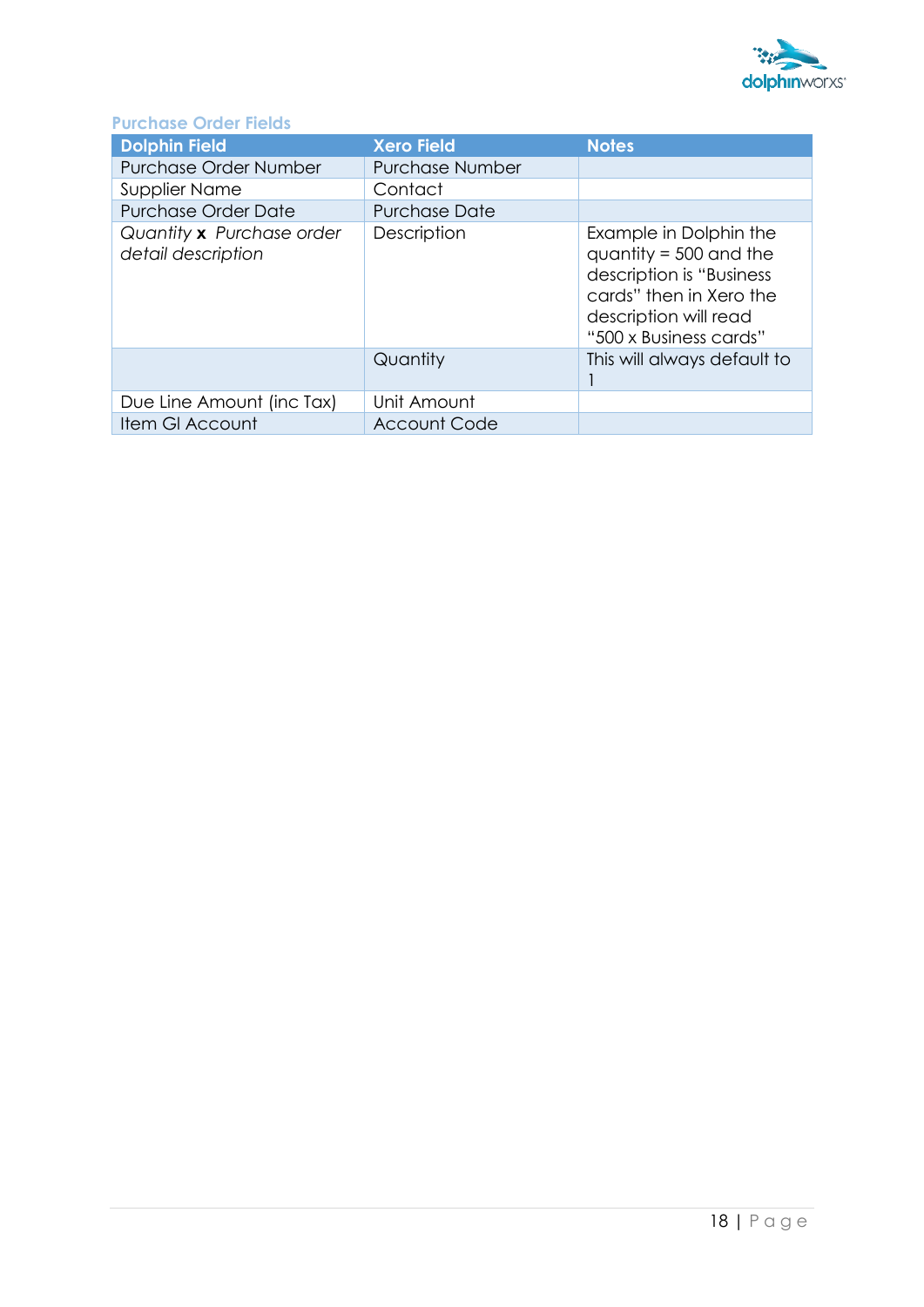### Purchase Order Fields

| Dolphin Field | Xero Field | Notes |
| --- | --- | --- |
| Purchase Order Number | Purchase Number | |
| Supplier Name | Contact | |
| Purchase Order Date | Purchase Date | |
| *Quantity* **x** *Purchase order detail description* | Description | Example in Dolphin the quantity = 500 and the description is "Business cards" then in Xero the description will read "500 x Business cards" |
| | Quantity | This will always default to 1 |
| Due Line Amount (inc Tax) | Unit Amount | |
| Item Gl Account | Account Code | |